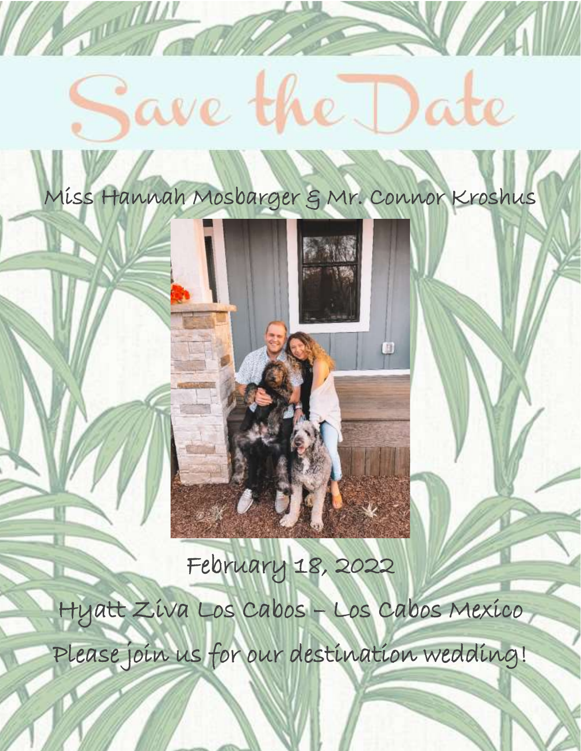# Save the Date

Miss Hannah Mosbarger & Mr. Connor Kroshus

February 18, 2022

Hyatt Ziva Los Cabos – Los Cabos Mexico

Please join us for our destination wedding!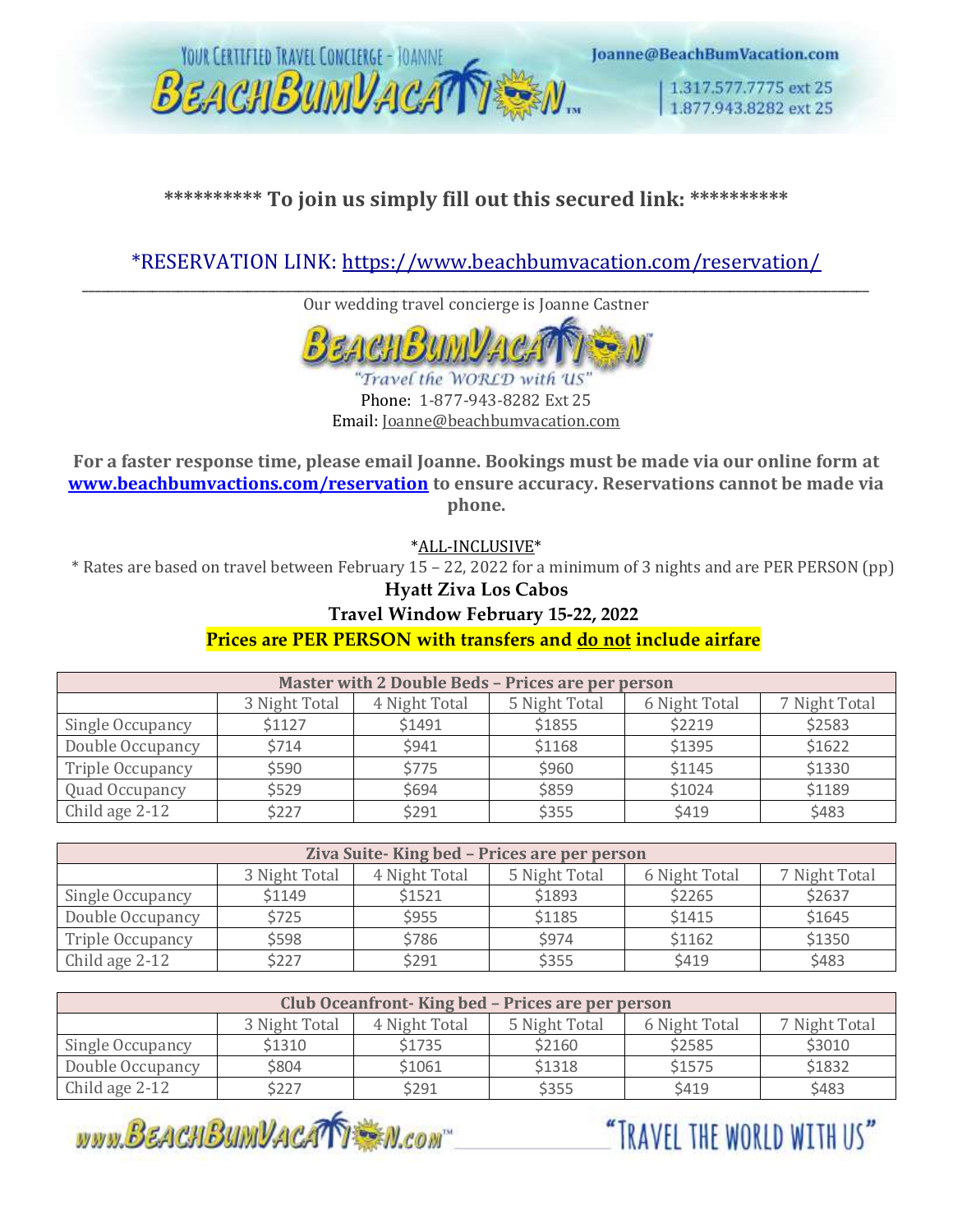********** To join us simply fill out this secured link: **********

*RESERVATION LINK: [https://www.beachbumvacation.com/reservation/](https://www.beachbumvacation.com/reservation/)

---

Our wedding travel concierge is Joanne Castner

"Travel the WORLD with US"

Phone: 1-877-943-8282 Ext 25
Email: [Joanne@beachbumvacation.com](mailto:Joanne@beachbumvacation.com)

**For a faster response time, please email Joanne. Bookings must be made via our online form at [www.beachbumvactions.com/reservation](http://www.beachbumvactions.com/reservation) to ensure accuracy. Reservations cannot be made via phone.**

*ALL-INCLUSIVE*

* Rates are based on travel between February 15 – 22, 2022 for a minimum of 3 nights and are PER PERSON (pp)

**Hyatt Ziva Los Cabos**

**Travel Window February 15-22, 2022**

**Prices are PER PERSON with transfers and do not include airfare**

| Master with 2 Double Beds – Prices are per person | | | | | |
|---|---|---|---|---|---|
| | 3 Night Total | 4 Night Total | 5 Night Total | 6 Night Total | 7 Night Total |
| Single Occupancy | $1127 | $1491 | $1855 | $2219 | $2583 |
| Double Occupancy | $714 | $941 | $1168 | $1395 | $1622 |
| Triple Occupancy | $590 | $775 | $960 | $1145 | $1330 |
| Quad Occupancy | $529 | $694 | $859 | $1024 | $1189 |
| Child age 2-12 | $227 | $291 | $355 | $419 | $483 |

| Ziva Suite- King bed – Prices are per person | | | | | |
|---|---|---|---|---|---|
| | 3 Night Total | 4 Night Total | 5 Night Total | 6 Night Total | 7 Night Total |
| Single Occupancy | $1149 | $1521 | $1893 | $2265 | $2637 |
| Double Occupancy | $725 | $955 | $1185 | $1415 | $1645 |
| Triple Occupancy | $598 | $786 | $974 | $1162 | $1350 |
| Child age 2-12 | $227 | $291 | $355 | $419 | $483 |

| Club Oceanfront- King bed – Prices are per person | | | | | |
|---|---|---|---|---|---|
| | 3 Night Total | 4 Night Total | 5 Night Total | 6 Night Total | 7 Night Total |
| Single Occupancy | $1310 | $1735 | $2160 | $2585 | $3010 |
| Double Occupancy | $804 | $1061 | $1318 | $1575 | $1832 |
| Child age 2-12 | $227 | $291 | $355 | $419 | $483 |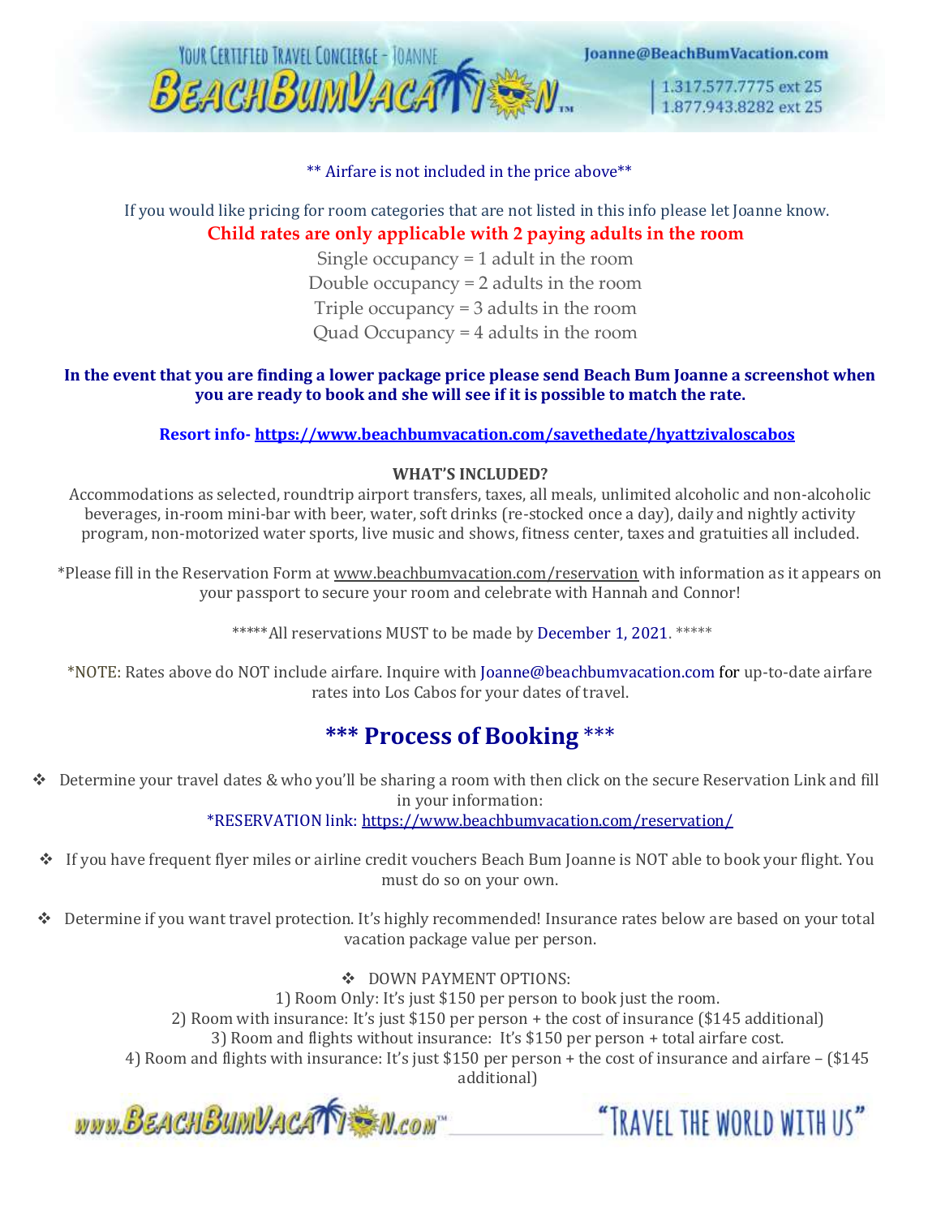** Airfare is not included in the price above**

If you would like pricing for room categories that are not listed in this info please let Joanne know.

**Child rates are only applicable with 2 paying adults in the room**

Single occupancy = 1 adult in the room
Double occupancy = 2 adults in the room
Triple occupancy = 3 adults in the room
Quad Occupancy = 4 adults in the room

**In the event that you are finding a lower package price please send Beach Bum Joanne a screenshot when you are ready to book and she will see if it is possible to match the rate.**

**Resort info- https://www.beachbumvacation.com/savethedate/hyattzivaloscabos**

**WHAT'S INCLUDED?**

Accommodations as selected, roundtrip airport transfers, taxes, all meals, unlimited alcoholic and non-alcoholic beverages, in-room mini-bar with beer, water, soft drinks (re-stocked once a day), daily and nightly activity program, non-motorized water sports, live music and shows, fitness center, taxes and gratuities all included.

*Please fill in the Reservation Form at www.beachbumvacation.com/reservation with information as it appears on your passport to secure your room and celebrate with Hannah and Connor!

*****All reservations MUST to be made by December 1, 2021. *****

*NOTE: Rates above do NOT include airfare. Inquire with Joanne@beachbumvacation.com for up-to-date airfare rates into Los Cabos for your dates of travel.

## *** Process of Booking ***

- Determine your travel dates & who you'll be sharing a room with then click on the secure Reservation Link and fill in your information:
  *RESERVATION link: https://www.beachbumvacation.com/reservation/
- If you have frequent flyer miles or airline credit vouchers Beach Bum Joanne is NOT able to book your flight. You must do so on your own.
- Determine if you want travel protection. It's highly recommended! Insurance rates below are based on your total vacation package value per person.
- DOWN PAYMENT OPTIONS:
  1) Room Only: It's just $150 per person to book just the room.
  2) Room with insurance: It's just $150 per person + the cost of insurance ($145 additional)
  3) Room and flights without insurance: It's $150 per person + total airfare cost.
  4) Room and flights with insurance: It's just $150 per person + the cost of insurance and airfare – ($145 additional)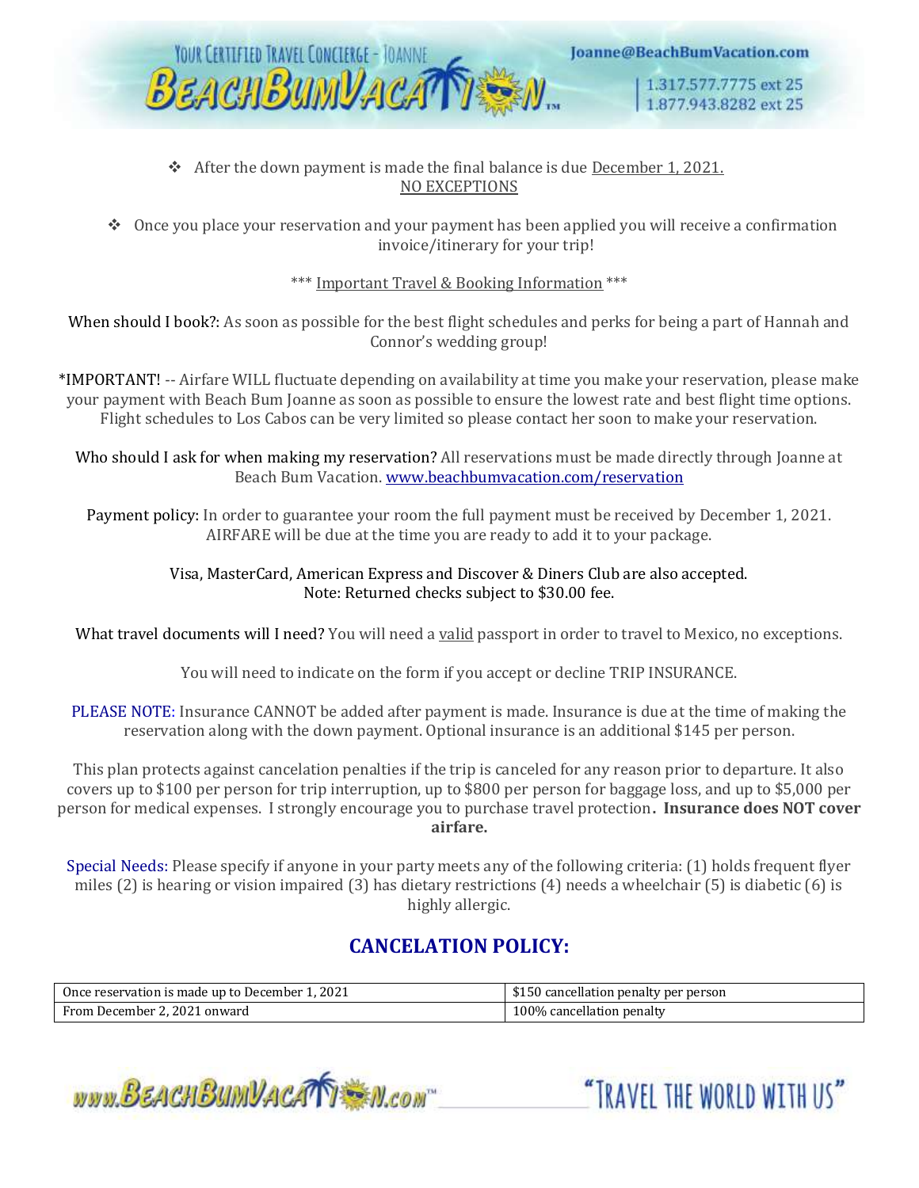- After the down payment is made the final balance is due December 1, 2021. NO EXCEPTIONS

- Once you place your reservation and your payment has been applied you will receive a confirmation invoice/itinerary for your trip!

*** Important Travel & Booking Information ***

When should I book?: As soon as possible for the best flight schedules and perks for being a part of Hannah and Connor's wedding group!

*IMPORTANT! -- Airfare WILL fluctuate depending on availability at time you make your reservation, please make your payment with Beach Bum Joanne as soon as possible to ensure the lowest rate and best flight time options. Flight schedules to Los Cabos can be very limited so please contact her soon to make your reservation.

Who should I ask for when making my reservation? All reservations must be made directly through Joanne at Beach Bum Vacation. www.beachbumvacation.com/reservation

Payment policy: In order to guarantee your room the full payment must be received by December 1, 2021. AIRFARE will be due at the time you are ready to add it to your package.

Visa, MasterCard, American Express and Discover & Diners Club are also accepted.
Note: Returned checks subject to $30.00 fee.

What travel documents will I need? You will need a valid passport in order to travel to Mexico, no exceptions.

You will need to indicate on the form if you accept or decline TRIP INSURANCE.

PLEASE NOTE: Insurance CANNOT be added after payment is made. Insurance is due at the time of making the reservation along with the down payment. Optional insurance is an additional $145 per person.

This plan protects against cancelation penalties if the trip is canceled for any reason prior to departure. It also covers up to $100 per person for trip interruption, up to $800 per person for baggage loss, and up to $5,000 per person for medical expenses. I strongly encourage you to purchase travel protection. **Insurance does NOT cover airfare.**

Special Needs: Please specify if anyone in your party meets any of the following criteria: (1) holds frequent flyer miles (2) is hearing or vision impaired (3) has dietary restrictions (4) needs a wheelchair (5) is diabetic (6) is highly allergic.

## CANCELATION POLICY:

| | |
|---|---|
| Once reservation is made up to December 1, 2021 | $150 cancellation penalty per person |
| From December 2, 2021 onward | 100% cancellation penalty |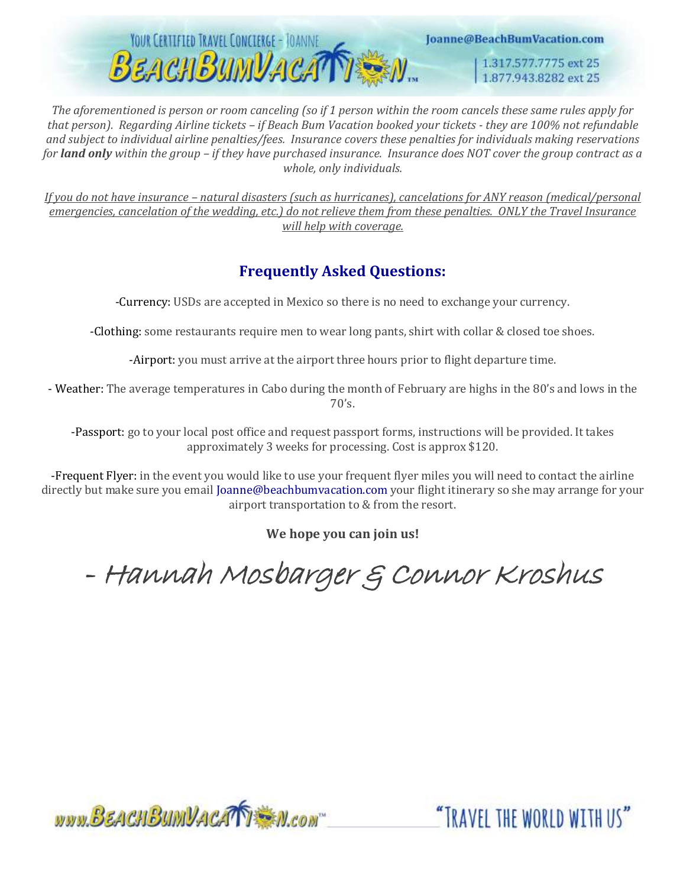*The aforementioned is person or room canceling (so if 1 person within the room cancels these same rules apply for that person). Regarding Airline tickets – if Beach Bum Vacation booked your tickets - they are 100% not refundable and subject to individual airline penalties/fees. Insurance covers these penalties for individuals making reservations for **land only** within the group – if they have purchased insurance. Insurance does NOT cover the group contract as a whole, only individuals.*

*If you do not have insurance – natural disasters (such as hurricanes), cancelations for ANY reason (medical/personal emergencies, cancelation of the wedding, etc.) do not relieve them from these penalties. ONLY the Travel Insurance will help with coverage.*

## Frequently Asked Questions:

-Currency: USDs are accepted in Mexico so there is no need to exchange your currency.

-Clothing: some restaurants require men to wear long pants, shirt with collar & closed toe shoes.

-Airport: you must arrive at the airport three hours prior to flight departure time.

- Weather: The average temperatures in Cabo during the month of February are highs in the 80's and lows in the 70's.

-Passport: go to your local post office and request passport forms, instructions will be provided. It takes approximately 3 weeks for processing. Cost is approx $120.

-Frequent Flyer: in the event you would like to use your frequent flyer miles you will need to contact the airline directly but make sure you email Joanne@beachbumvacation.com your flight itinerary so she may arrange for your airport transportation to & from the resort.

**We hope you can join us!**

- Hannah Mosbarger & Connor Kroshus